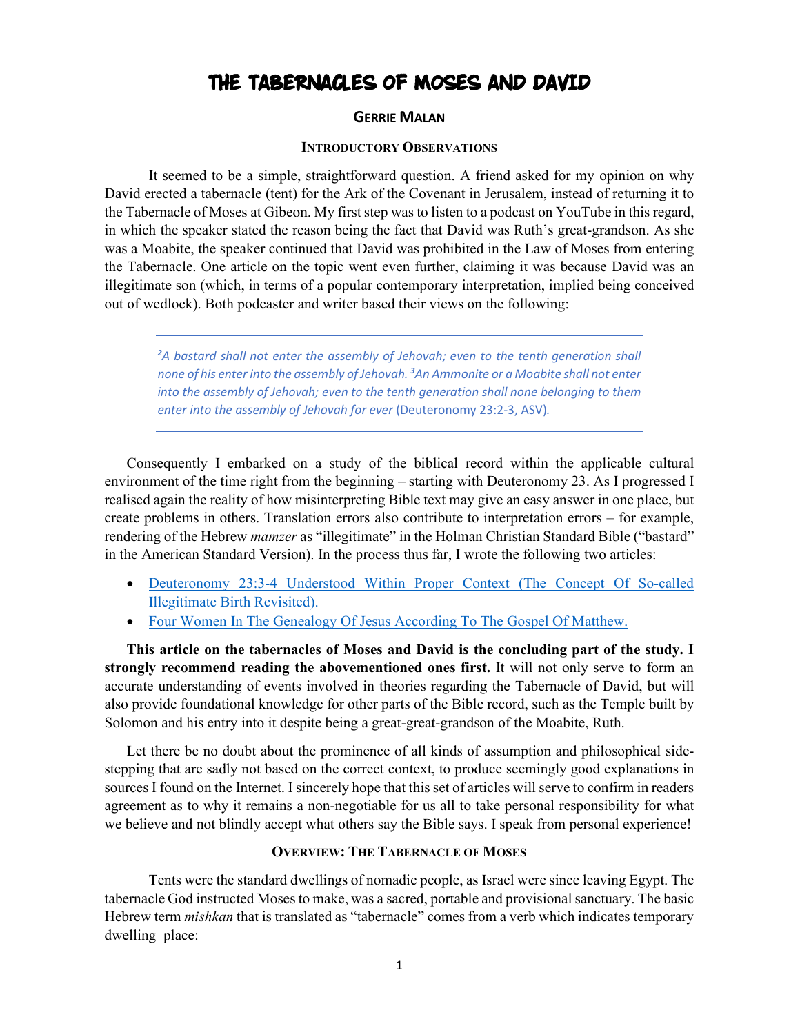# The Tabernacles of Moses and David

**Gerrie Malan**

### Introductory Observations

It seemed to be a simple, straightforward question. A friend asked for my opinion on why David erected a tabernacle (tent) for the Ark of the Covenant in Jerusalem, instead of returning it to the Tabernacle of Moses at Gibeon. My first step was to listen to a podcast on YouTube in this regard, in which the speaker stated the reason being the fact that David was Ruth's great-grandson. As she was a Moabite, the speaker continued that David was prohibited in the Law of Moses from entering the Tabernacle. One article on the topic went even further, claiming it was because David was an illegitimate son (which, in terms of a popular contemporary interpretation, implied being conceived out of wedlock). Both podcaster and writer based their views on the following:

> *²A bastard shall not enter the assembly of Jehovah; even to the tenth generation shall none of his enter into the assembly of Jehovah. ³An Ammonite or a Moabite shall not enter into the assembly of Jehovah; even to the tenth generation shall none belonging to them enter into the assembly of Jehovah for ever* (Deuteronomy 23:2-3, ASV).

Consequently I embarked on a study of the biblical record within the applicable cultural environment of the time right from the beginning – starting with Deuteronomy 23. As I progressed I realised again the reality of how misinterpreting Bible text may give an easy answer in one place, but create problems in others. Translation errors also contribute to interpretation errors – for example, rendering of the Hebrew *mamzer* as "illegitimate" in the Holman Christian Standard Bible ("bastard" in the American Standard Version). In the process thus far, I wrote the following two articles:

- Deuteronomy 23:3-4 Understood Within Proper Context (The Concept Of So-called Illegitimate Birth Revisited).
- Four Women In The Genealogy Of Jesus According To The Gospel Of Matthew.

**This article on the tabernacles of Moses and David is the concluding part of the study. I strongly recommend reading the abovementioned ones first.** It will not only serve to form an accurate understanding of events involved in theories regarding the Tabernacle of David, but will also provide foundational knowledge for other parts of the Bible record, such as the Temple built by Solomon and his entry into it despite being a great-great-grandson of the Moabite, Ruth.

Let there be no doubt about the prominence of all kinds of assumption and philosophical side-stepping that are sadly not based on the correct context, to produce seemingly good explanations in sources I found on the Internet. I sincerely hope that this set of articles will serve to confirm in readers agreement as to why it remains a non-negotiable for us all to take personal responsibility for what we believe and not blindly accept what others say the Bible says. I speak from personal experience!

### Overview: The Tabernacle of Moses

Tents were the standard dwellings of nomadic people, as Israel were since leaving Egypt. The tabernacle God instructed Moses to make, was a sacred, portable and provisional sanctuary. The basic Hebrew term *mishkan* that is translated as "tabernacle" comes from a verb which indicates temporary dwelling place: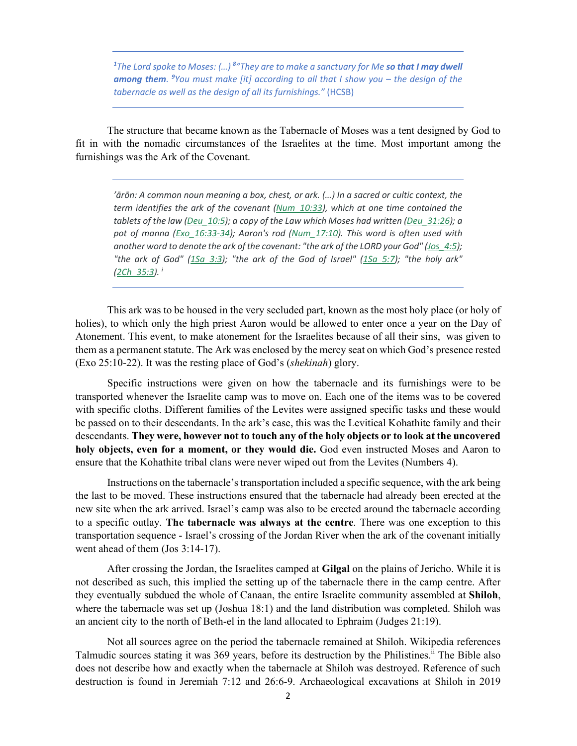> *[1]The Lord spoke to Moses: (…) [8]"They are to make a sanctuary for Me **so that I may dwell among them**. [9]You must make [it] according to all that I show you – the design of the tabernacle as well as the design of all its furnishings."* (HCSB)

The structure that became known as the Tabernacle of Moses was a tent designed by God to fit in with the nomadic circumstances of the Israelites at the time. Most important among the furnishings was the Ark of the Covenant.

> *'ārōn: A common noun meaning a box, chest, or ark. (…) In a sacred or cultic context, the term identifies the ark of the covenant (Num_10:33), which at one time contained the tablets of the law (Deu_10:5); a copy of the Law which Moses had written (Deu_31:26); a pot of manna (Exo_16:33-34); Aaron's rod (Num_17:10). This word is often used with another word to denote the ark of the covenant: "the ark of the LORD your God" (Jos_4:5); "the ark of God" (1Sa_3:3); "the ark of the God of Israel" (1Sa_5:7); "the holy ark" (2Ch_35:3).* [i]

This ark was to be housed in the very secluded part, known as the most holy place (or holy of holies), to which only the high priest Aaron would be allowed to enter once a year on the Day of Atonement. This event, to make atonement for the Israelites because of all their sins, was given to them as a permanent statute. The Ark was enclosed by the mercy seat on which God's presence rested (Exo 25:10-22). It was the resting place of God's (*shekinah*) glory.

Specific instructions were given on how the tabernacle and its furnishings were to be transported whenever the Israelite camp was to move on. Each one of the items was to be covered with specific cloths. Different families of the Levites were assigned specific tasks and these would be passed on to their descendants. In the ark's case, this was the Levitical Kohathite family and their descendants. **They were, however not to touch any of the holy objects or to look at the uncovered holy objects, even for a moment, or they would die.** God even instructed Moses and Aaron to ensure that the Kohathite tribal clans were never wiped out from the Levites (Numbers 4).

Instructions on the tabernacle's transportation included a specific sequence, with the ark being the last to be moved. These instructions ensured that the tabernacle had already been erected at the new site when the ark arrived. Israel's camp was also to be erected around the tabernacle according to a specific outlay. **The tabernacle was always at the centre**. There was one exception to this transportation sequence - Israel's crossing of the Jordan River when the ark of the covenant initially went ahead of them (Jos 3:14-17).

After crossing the Jordan, the Israelites camped at **Gilgal** on the plains of Jericho. While it is not described as such, this implied the setting up of the tabernacle there in the camp centre. After they eventually subdued the whole of Canaan, the entire Israelite community assembled at **Shiloh**, where the tabernacle was set up (Joshua 18:1) and the land distribution was completed. Shiloh was an ancient city to the north of Beth-el in the land allocated to Ephraim (Judges 21:19).

Not all sources agree on the period the tabernacle remained at Shiloh. Wikipedia references Talmudic sources stating it was 369 years, before its destruction by the Philistines.[ii] The Bible also does not describe how and exactly when the tabernacle at Shiloh was destroyed. Reference of such destruction is found in Jeremiah 7:12 and 26:6-9. Archaeological excavations at Shiloh in 2019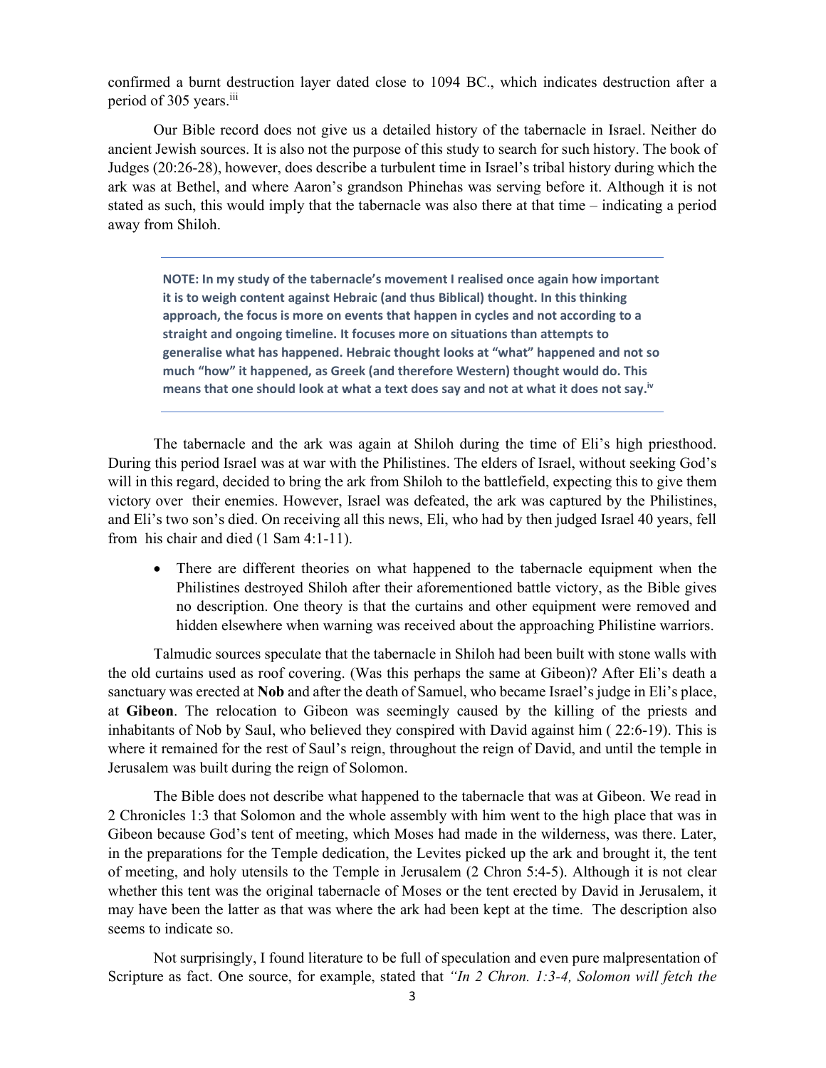confirmed a burnt destruction layer dated close to 1094 BC., which indicates destruction after a period of 305 years.[iii]

Our Bible record does not give us a detailed history of the tabernacle in Israel. Neither do ancient Jewish sources. It is also not the purpose of this study to search for such history. The book of Judges (20:26-28), however, does describe a turbulent time in Israel's tribal history during which the ark was at Bethel, and where Aaron's grandson Phinehas was serving before it. Although it is not stated as such, this would imply that the tabernacle was also there at that time – indicating a period away from Shiloh.

---

**NOTE: In my study of the tabernacle's movement I realised once again how important it is to weigh content against Hebraic (and thus Biblical) thought. In this thinking approach, the focus is more on events that happen in cycles and not according to a straight and ongoing timeline. It focuses more on situations than attempts to generalise what has happened. Hebraic thought looks at "what" happened and not so much "how" it happened, as Greek (and therefore Western) thought would do. This means that one should look at what a text does say and not at what it does not say.[iv]**

---

The tabernacle and the ark was again at Shiloh during the time of Eli's high priesthood. During this period Israel was at war with the Philistines. The elders of Israel, without seeking God's will in this regard, decided to bring the ark from Shiloh to the battlefield, expecting this to give them victory over their enemies. However, Israel was defeated, the ark was captured by the Philistines, and Eli's two son's died. On receiving all this news, Eli, who had by then judged Israel 40 years, fell from his chair and died (1 Sam 4:1-11).

- There are different theories on what happened to the tabernacle equipment when the Philistines destroyed Shiloh after their aforementioned battle victory, as the Bible gives no description. One theory is that the curtains and other equipment were removed and hidden elsewhere when warning was received about the approaching Philistine warriors.

Talmudic sources speculate that the tabernacle in Shiloh had been built with stone walls with the old curtains used as roof covering. (Was this perhaps the same at Gibeon)? After Eli's death a sanctuary was erected at **Nob** and after the death of Samuel, who became Israel's judge in Eli's place, at **Gibeon**. The relocation to Gibeon was seemingly caused by the killing of the priests and inhabitants of Nob by Saul, who believed they conspired with David against him ( 22:6-19). This is where it remained for the rest of Saul's reign, throughout the reign of David, and until the temple in Jerusalem was built during the reign of Solomon.

The Bible does not describe what happened to the tabernacle that was at Gibeon. We read in 2 Chronicles 1:3 that Solomon and the whole assembly with him went to the high place that was in Gibeon because God's tent of meeting, which Moses had made in the wilderness, was there. Later, in the preparations for the Temple dedication, the Levites picked up the ark and brought it, the tent of meeting, and holy utensils to the Temple in Jerusalem (2 Chron 5:4-5). Although it is not clear whether this tent was the original tabernacle of Moses or the tent erected by David in Jerusalem, it may have been the latter as that was where the ark had been kept at the time. The description also seems to indicate so.

Not surprisingly, I found literature to be full of speculation and even pure malpresentation of Scripture as fact. One source, for example, stated that *"In 2 Chron. 1:3-4, Solomon will fetch the*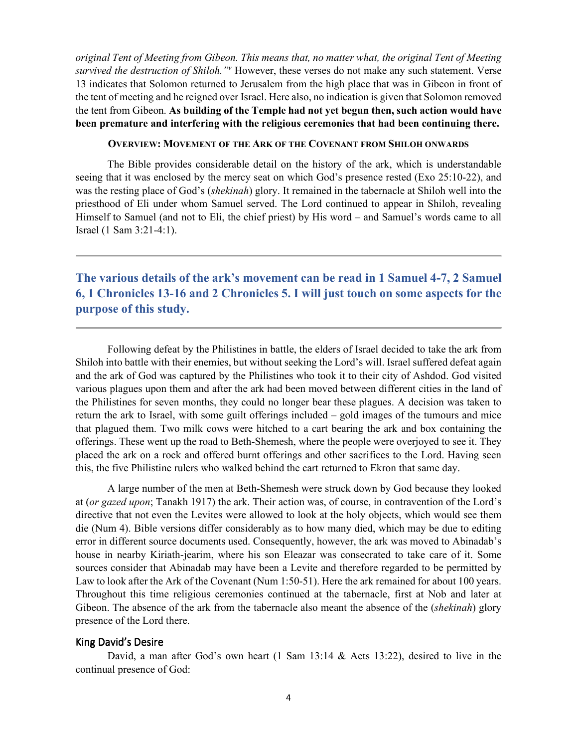*original Tent of Meeting from Gibeon. This means that, no matter what, the original Tent of Meeting survived the destruction of Shiloh.”*[v] However, these verses do not make any such statement. Verse 13 indicates that Solomon returned to Jerusalem from the high place that was in Gibeon in front of the tent of meeting and he reigned over Israel. Here also, no indication is given that Solomon removed the tent from Gibeon. **As building of the Temple had not yet begun then, such action would have been premature and interfering with the religious ceremonies that had been continuing there.**

### Overview: Movement of the Ark of the Covenant from Shiloh onwards

The Bible provides considerable detail on the history of the ark, which is understandable seeing that it was enclosed by the mercy seat on which God’s presence rested (Exo 25:10-22), and was the resting place of God’s (*shekinah*) glory. It remained in the tabernacle at Shiloh well into the priesthood of Eli under whom Samuel served. The Lord continued to appear in Shiloh, revealing Himself to Samuel (and not to Eli, the chief priest) by His word – and Samuel’s words came to all Israel (1 Sam 3:21-4:1).

---

**The various details of the ark’s movement can be read in 1 Samuel 4-7, 2 Samuel 6, 1 Chronicles 13-16 and 2 Chronicles 5. I will just touch on some aspects for the purpose of this study.**

---

Following defeat by the Philistines in battle, the elders of Israel decided to take the ark from Shiloh into battle with their enemies, but without seeking the Lord’s will. Israel suffered defeat again and the ark of God was captured by the Philistines who took it to their city of Ashdod. God visited various plagues upon them and after the ark had been moved between different cities in the land of the Philistines for seven months, they could no longer bear these plagues. A decision was taken to return the ark to Israel, with some guilt offerings included – gold images of the tumours and mice that plagued them. Two milk cows were hitched to a cart bearing the ark and box containing the offerings. These went up the road to Beth-Shemesh, where the people were overjoyed to see it. They placed the ark on a rock and offered burnt offerings and other sacrifices to the Lord. Having seen this, the five Philistine rulers who walked behind the cart returned to Ekron that same day.

A large number of the men at Beth-Shemesh were struck down by God because they looked at (*or gazed upon*; Tanakh 1917) the ark. Their action was, of course, in contravention of the Lord’s directive that not even the Levites were allowed to look at the holy objects, which would see them die (Num 4). Bible versions differ considerably as to how many died, which may be due to editing error in different source documents used. Consequently, however, the ark was moved to Abinadab’s house in nearby Kiriath-jearim, where his son Eleazar was consecrated to take care of it. Some sources consider that Abinadab may have been a Levite and therefore regarded to be permitted by Law to look after the Ark of the Covenant (Num 1:50-51). Here the ark remained for about 100 years. Throughout this time religious ceremonies continued at the tabernacle, first at Nob and later at Gibeon. The absence of the ark from the tabernacle also meant the absence of the (*shekinah*) glory presence of the Lord there.

#### King David’s Desire

David, a man after God’s own heart (1 Sam 13:14 & Acts 13:22), desired to live in the continual presence of God: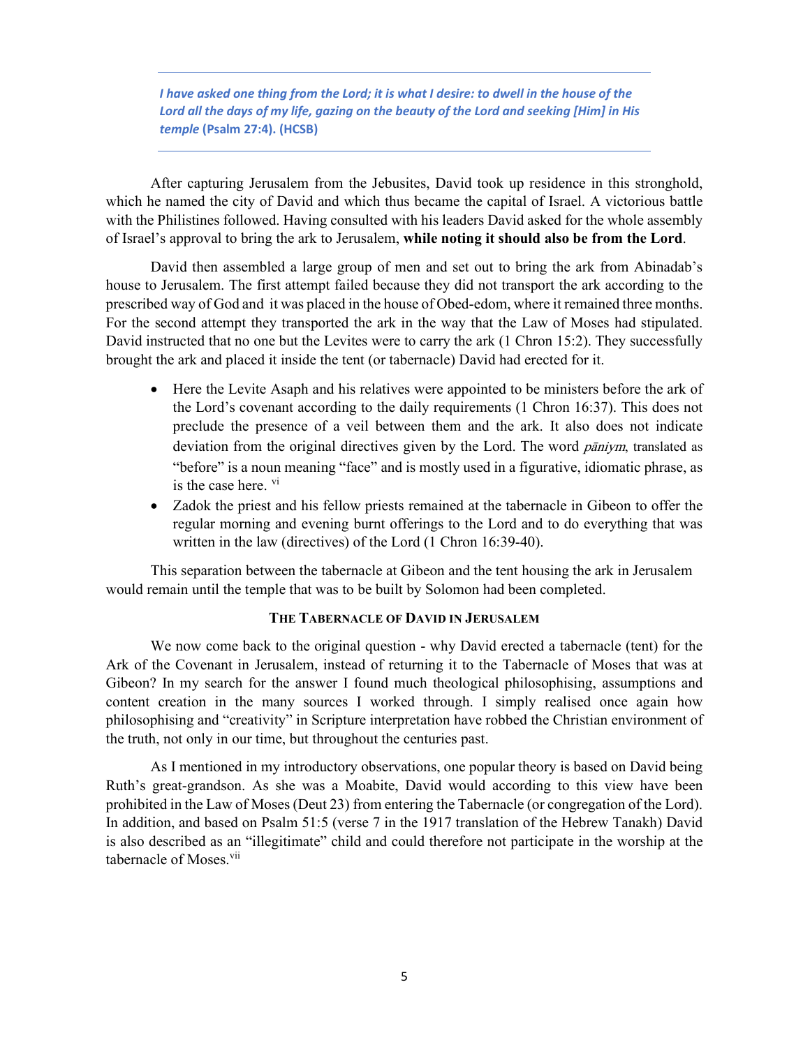> ***I have asked one thing from the Lord; it is what I desire: to dwell in the house of the Lord all the days of my life, gazing on the beauty of the Lord and seeking [Him] in His temple* (Psalm 27:4). (HCSB)**

After capturing Jerusalem from the Jebusites, David took up residence in this stronghold, which he named the city of David and which thus became the capital of Israel. A victorious battle with the Philistines followed. Having consulted with his leaders David asked for the whole assembly of Israel's approval to bring the ark to Jerusalem, **while noting it should also be from the Lord**.

David then assembled a large group of men and set out to bring the ark from Abinadab's house to Jerusalem. The first attempt failed because they did not transport the ark according to the prescribed way of God and it was placed in the house of Obed-edom, where it remained three months. For the second attempt they transported the ark in the way that the Law of Moses had stipulated. David instructed that no one but the Levites were to carry the ark (1 Chron 15:2). They successfully brought the ark and placed it inside the tent (or tabernacle) David had erected for it.

- Here the Levite Asaph and his relatives were appointed to be ministers before the ark of the Lord's covenant according to the daily requirements (1 Chron 16:37). This does not preclude the presence of a veil between them and the ark. It also does not indicate deviation from the original directives given by the Lord. The word *pāniym*, translated as "before" is a noun meaning "face" and is mostly used in a figurative, idiomatic phrase, as is the case here. [vi]
- Zadok the priest and his fellow priests remained at the tabernacle in Gibeon to offer the regular morning and evening burnt offerings to the Lord and to do everything that was written in the law (directives) of the Lord (1 Chron 16:39-40).

This separation between the tabernacle at Gibeon and the tent housing the ark in Jerusalem would remain until the temple that was to be built by Solomon had been completed.

## The Tabernacle of David in Jerusalem

We now come back to the original question - why David erected a tabernacle (tent) for the Ark of the Covenant in Jerusalem, instead of returning it to the Tabernacle of Moses that was at Gibeon? In my search for the answer I found much theological philosophising, assumptions and content creation in the many sources I worked through. I simply realised once again how philosophising and "creativity" in Scripture interpretation have robbed the Christian environment of the truth, not only in our time, but throughout the centuries past.

As I mentioned in my introductory observations, one popular theory is based on David being Ruth's great-grandson. As she was a Moabite, David would according to this view have been prohibited in the Law of Moses (Deut 23) from entering the Tabernacle (or congregation of the Lord). In addition, and based on Psalm 51:5 (verse 7 in the 1917 translation of the Hebrew Tanakh) David is also described as an "illegitimate" child and could therefore not participate in the worship at the tabernacle of Moses.[vii]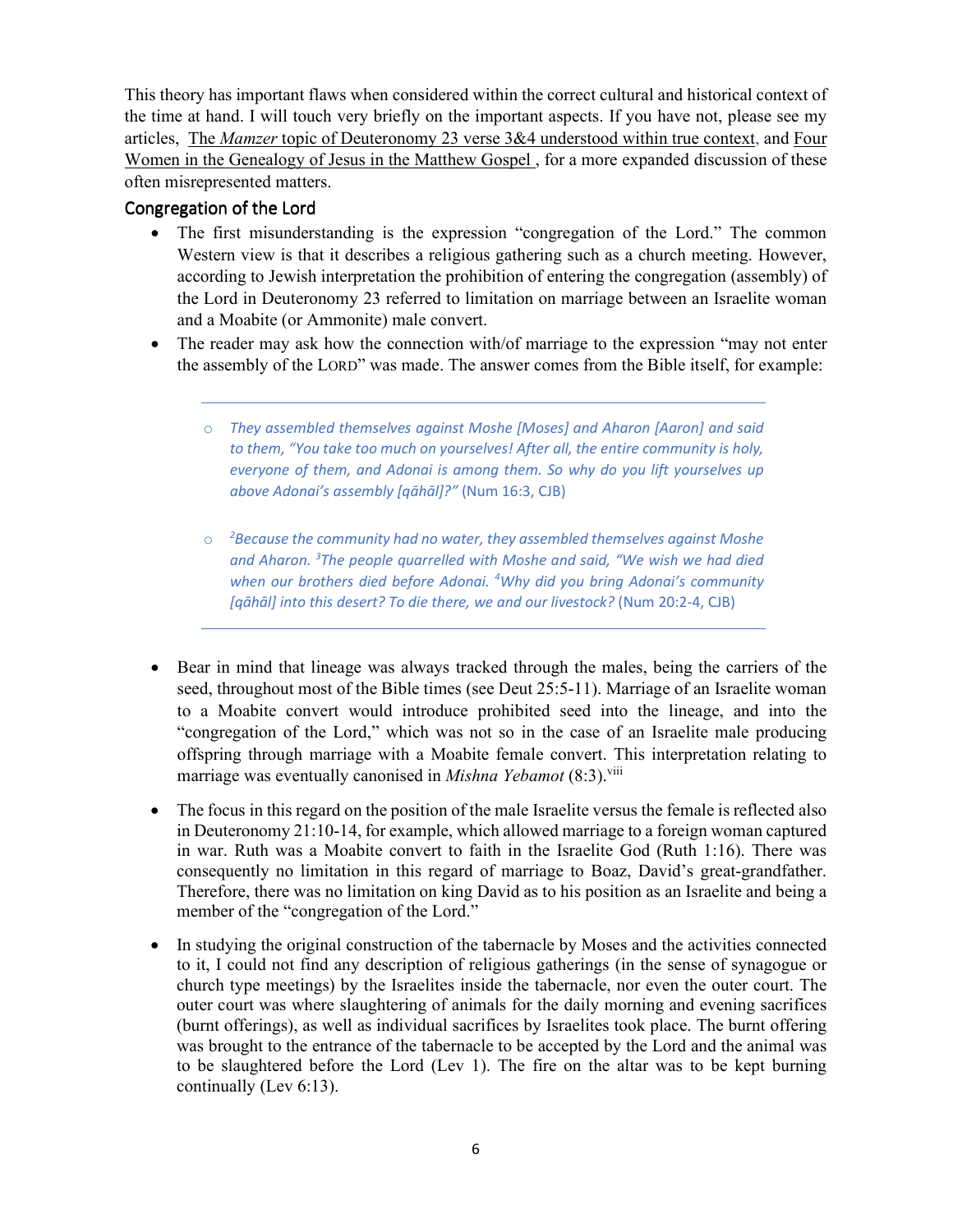This theory has important flaws when considered within the correct cultural and historical context of the time at hand. I will touch very briefly on the important aspects. If you have not, please see my articles, The *Mamzer* topic of Deuteronomy 23 verse 3&4 understood within true context, and Four Women in the Genealogy of Jesus in the Matthew Gospel , for a more expanded discussion of these often misrepresented matters.

## Congregation of the Lord

- The first misunderstanding is the expression "congregation of the Lord." The common Western view is that it describes a religious gathering such as a church meeting. However, according to Jewish interpretation the prohibition of entering the congregation (assembly) of the Lord in Deuteronomy 23 referred to limitation on marriage between an Israelite woman and a Moabite (or Ammonite) male convert.
- The reader may ask how the connection with/of marriage to the expression "may not enter the assembly of the LORD" was made. The answer comes from the Bible itself, for example:

  ---

  - *They assembled themselves against Moshe [Moses] and Aharon [Aaron] and said to them, "You take too much on yourselves! After all, the entire community is holy, everyone of them, and Adonai is among them. So why do you lift yourselves up above Adonai's assembly [qāhāl]?"* (Num 16:3, CJB)
  - [2]*Because the community had no water, they assembled themselves against Moshe and Aharon.* [3]*The people quarrelled with Moshe and said, "We wish we had died when our brothers died before Adonai.* [4]*Why did you bring Adonai's community [qāhāl] into this desert? To die there, we and our livestock?* (Num 20:2-4, CJB)

  ---

- Bear in mind that lineage was always tracked through the males, being the carriers of the seed, throughout most of the Bible times (see Deut 25:5-11). Marriage of an Israelite woman to a Moabite convert would introduce prohibited seed into the lineage, and into the "congregation of the Lord," which was not so in the case of an Israelite male producing offspring through marriage with a Moabite female convert. This interpretation relating to marriage was eventually canonised in *Mishna Yebamot* (8:3).[viii]
- The focus in this regard on the position of the male Israelite versus the female is reflected also in Deuteronomy 21:10-14, for example, which allowed marriage to a foreign woman captured in war. Ruth was a Moabite convert to faith in the Israelite God (Ruth 1:16). There was consequently no limitation in this regard of marriage to Boaz, David's great-grandfather. Therefore, there was no limitation on king David as to his position as an Israelite and being a member of the "congregation of the Lord."
- In studying the original construction of the tabernacle by Moses and the activities connected to it, I could not find any description of religious gatherings (in the sense of synagogue or church type meetings) by the Israelites inside the tabernacle, nor even the outer court. The outer court was where slaughtering of animals for the daily morning and evening sacrifices (burnt offerings), as well as individual sacrifices by Israelites took place. The burnt offering was brought to the entrance of the tabernacle to be accepted by the Lord and the animal was to be slaughtered before the Lord (Lev 1). The fire on the altar was to be kept burning continually (Lev 6:13).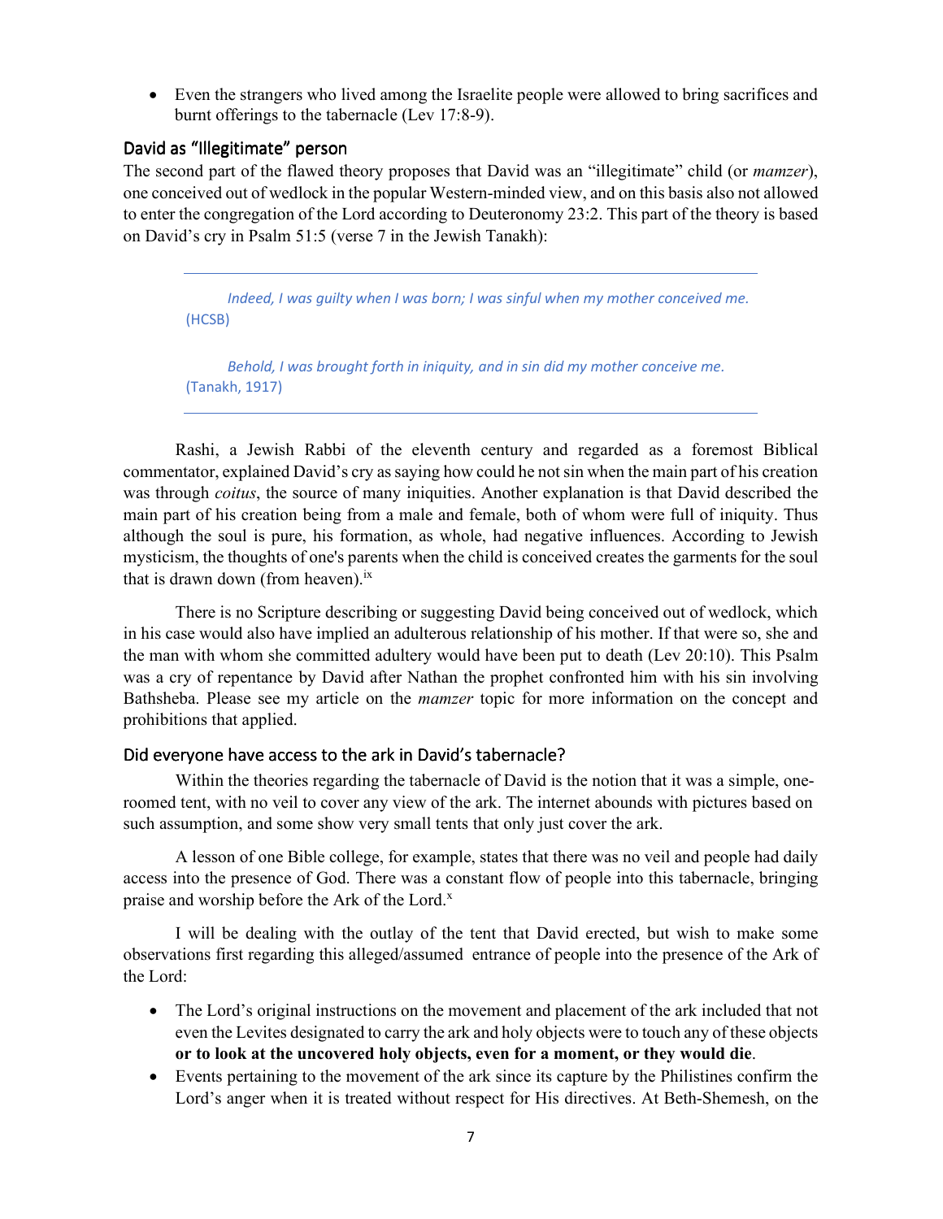- Even the strangers who lived among the Israelite people were allowed to bring sacrifices and burnt offerings to the tabernacle (Lev 17:8-9).

## David as "Illegitimate" person

The second part of the flawed theory proposes that David was an "illegitimate" child (or *mamzer*), one conceived out of wedlock in the popular Western-minded view, and on this basis also not allowed to enter the congregation of the Lord according to Deuteronomy 23:2. This part of the theory is based on David's cry in Psalm 51:5 (verse 7 in the Jewish Tanakh):

> *Indeed, I was guilty when I was born; I was sinful when my mother conceived me.* (HCSB)
>
> *Behold, I was brought forth in iniquity, and in sin did my mother conceive me.* (Tanakh, 1917)

Rashi, a Jewish Rabbi of the eleventh century and regarded as a foremost Biblical commentator, explained David's cry as saying how could he not sin when the main part of his creation was through *coitus*, the source of many iniquities. Another explanation is that David described the main part of his creation being from a male and female, both of whom were full of iniquity. Thus although the soul is pure, his formation, as whole, had negative influences. According to Jewish mysticism, the thoughts of one's parents when the child is conceived creates the garments for the soul that is drawn down (from heaven).[ix]

There is no Scripture describing or suggesting David being conceived out of wedlock, which in his case would also have implied an adulterous relationship of his mother. If that were so, she and the man with whom she committed adultery would have been put to death (Lev 20:10). This Psalm was a cry of repentance by David after Nathan the prophet confronted him with his sin involving Bathsheba. Please see my article on the *mamzer* topic for more information on the concept and prohibitions that applied.

## Did everyone have access to the ark in David's tabernacle?

Within the theories regarding the tabernacle of David is the notion that it was a simple, one-roomed tent, with no veil to cover any view of the ark. The internet abounds with pictures based on such assumption, and some show very small tents that only just cover the ark.

A lesson of one Bible college, for example, states that there was no veil and people had daily access into the presence of God. There was a constant flow of people into this tabernacle, bringing praise and worship before the Ark of the Lord.[x]

I will be dealing with the outlay of the tent that David erected, but wish to make some observations first regarding this alleged/assumed entrance of people into the presence of the Ark of the Lord:

- The Lord's original instructions on the movement and placement of the ark included that not even the Levites designated to carry the ark and holy objects were to touch any of these objects **or to look at the uncovered holy objects, even for a moment, or they would die**.
- Events pertaining to the movement of the ark since its capture by the Philistines confirm the Lord's anger when it is treated without respect for His directives. At Beth-Shemesh, on the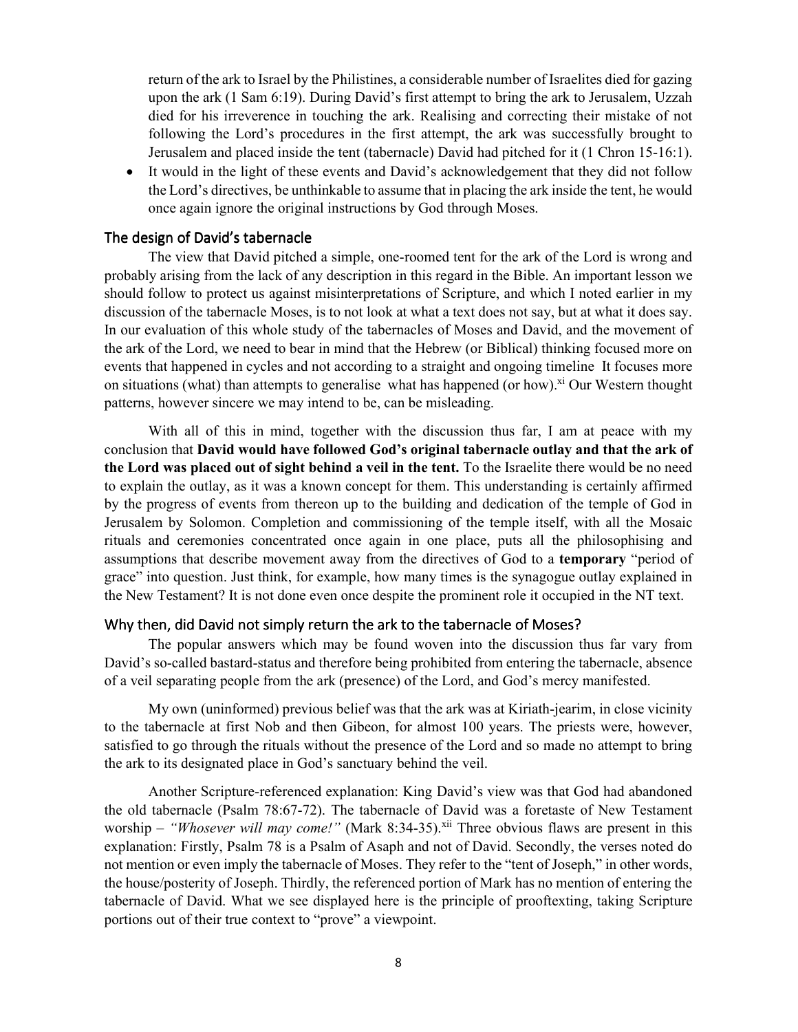return of the ark to Israel by the Philistines, a considerable number of Israelites died for gazing upon the ark (1 Sam 6:19). During David's first attempt to bring the ark to Jerusalem, Uzzah died for his irreverence in touching the ark. Realising and correcting their mistake of not following the Lord's procedures in the first attempt, the ark was successfully brought to Jerusalem and placed inside the tent (tabernacle) David had pitched for it (1 Chron 15-16:1).

- It would in the light of these events and David's acknowledgement that they did not follow the Lord's directives, be unthinkable to assume that in placing the ark inside the tent, he would once again ignore the original instructions by God through Moses.

## The design of David's tabernacle

The view that David pitched a simple, one-roomed tent for the ark of the Lord is wrong and probably arising from the lack of any description in this regard in the Bible. An important lesson we should follow to protect us against misinterpretations of Scripture, and which I noted earlier in my discussion of the tabernacle Moses, is to not look at what a text does not say, but at what it does say. In our evaluation of this whole study of the tabernacles of Moses and David, and the movement of the ark of the Lord, we need to bear in mind that the Hebrew (or Biblical) thinking focused more on events that happened in cycles and not according to a straight and ongoing timeline It focuses more on situations (what) than attempts to generalise what has happened (or how).[xi] Our Western thought patterns, however sincere we may intend to be, can be misleading.

With all of this in mind, together with the discussion thus far, I am at peace with my conclusion that **David would have followed God's original tabernacle outlay and that the ark of the Lord was placed out of sight behind a veil in the tent.** To the Israelite there would be no need to explain the outlay, as it was a known concept for them. This understanding is certainly affirmed by the progress of events from thereon up to the building and dedication of the temple of God in Jerusalem by Solomon. Completion and commissioning of the temple itself, with all the Mosaic rituals and ceremonies concentrated once again in one place, puts all the philosophising and assumptions that describe movement away from the directives of God to a **temporary** "period of grace" into question. Just think, for example, how many times is the synagogue outlay explained in the New Testament? It is not done even once despite the prominent role it occupied in the NT text.

## Why then, did David not simply return the ark to the tabernacle of Moses?

The popular answers which may be found woven into the discussion thus far vary from David's so-called bastard-status and therefore being prohibited from entering the tabernacle, absence of a veil separating people from the ark (presence) of the Lord, and God's mercy manifested.

My own (uninformed) previous belief was that the ark was at Kiriath-jearim, in close vicinity to the tabernacle at first Nob and then Gibeon, for almost 100 years. The priests were, however, satisfied to go through the rituals without the presence of the Lord and so made no attempt to bring the ark to its designated place in God's sanctuary behind the veil.

Another Scripture-referenced explanation: King David's view was that God had abandoned the old tabernacle (Psalm 78:67-72). The tabernacle of David was a foretaste of New Testament worship – *"Whosever will may come!"* (Mark 8:34-35).[xii] Three obvious flaws are present in this explanation: Firstly, Psalm 78 is a Psalm of Asaph and not of David. Secondly, the verses noted do not mention or even imply the tabernacle of Moses. They refer to the "tent of Joseph," in other words, the house/posterity of Joseph. Thirdly, the referenced portion of Mark has no mention of entering the tabernacle of David. What we see displayed here is the principle of prooftexting, taking Scripture portions out of their true context to "prove" a viewpoint.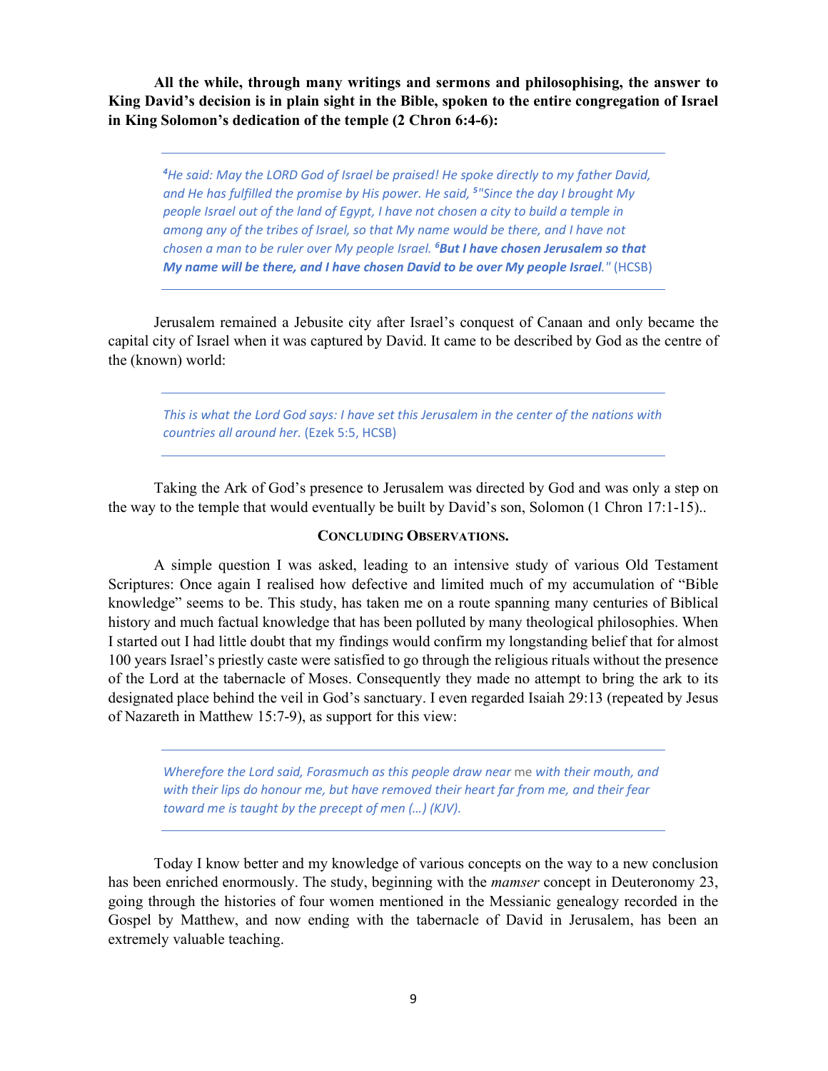**All the while, through many writings and sermons and philosophising, the answer to King David's decision is in plain sight in the Bible, spoken to the entire congregation of Israel in King Solomon's dedication of the temple (2 Chron 6:4-6):**

> *[4]He said: May the LORD God of Israel be praised! He spoke directly to my father David, and He has fulfilled the promise by His power. He said, [5]"Since the day I brought My people Israel out of the land of Egypt, I have not chosen a city to build a temple in among any of the tribes of Israel, so that My name would be there, and I have not chosen a man to be ruler over My people Israel. [6]**But I have chosen Jerusalem so that My name will be there, and I have chosen David to be over My people Israel**."* (HCSB)

Jerusalem remained a Jebusite city after Israel's conquest of Canaan and only became the capital city of Israel when it was captured by David. It came to be described by God as the centre of the (known) world:

> *This is what the Lord God says: I have set this Jerusalem in the center of the nations with countries all around her.* (Ezek 5:5, HCSB)

Taking the Ark of God's presence to Jerusalem was directed by God and was only a step on the way to the temple that would eventually be built by David's son, Solomon (1 Chron 17:1-15)..

## CONCLUDING OBSERVATIONS.

A simple question I was asked, leading to an intensive study of various Old Testament Scriptures: Once again I realised how defective and limited much of my accumulation of "Bible knowledge" seems to be. This study, has taken me on a route spanning many centuries of Biblical history and much factual knowledge that has been polluted by many theological philosophies. When I started out I had little doubt that my findings would confirm my longstanding belief that for almost 100 years Israel's priestly caste were satisfied to go through the religious rituals without the presence of the Lord at the tabernacle of Moses. Consequently they made no attempt to bring the ark to its designated place behind the veil in God's sanctuary. I even regarded Isaiah 29:13 (repeated by Jesus of Nazareth in Matthew 15:7-9), as support for this view:

> *Wherefore the Lord said, Forasmuch as this people draw near* me *with their mouth, and with their lips do honour me, but have removed their heart far from me, and their fear toward me is taught by the precept of men (…) (KJV).*

Today I know better and my knowledge of various concepts on the way to a new conclusion has been enriched enormously. The study, beginning with the *mamser* concept in Deuteronomy 23, going through the histories of four women mentioned in the Messianic genealogy recorded in the Gospel by Matthew, and now ending with the tabernacle of David in Jerusalem, has been an extremely valuable teaching.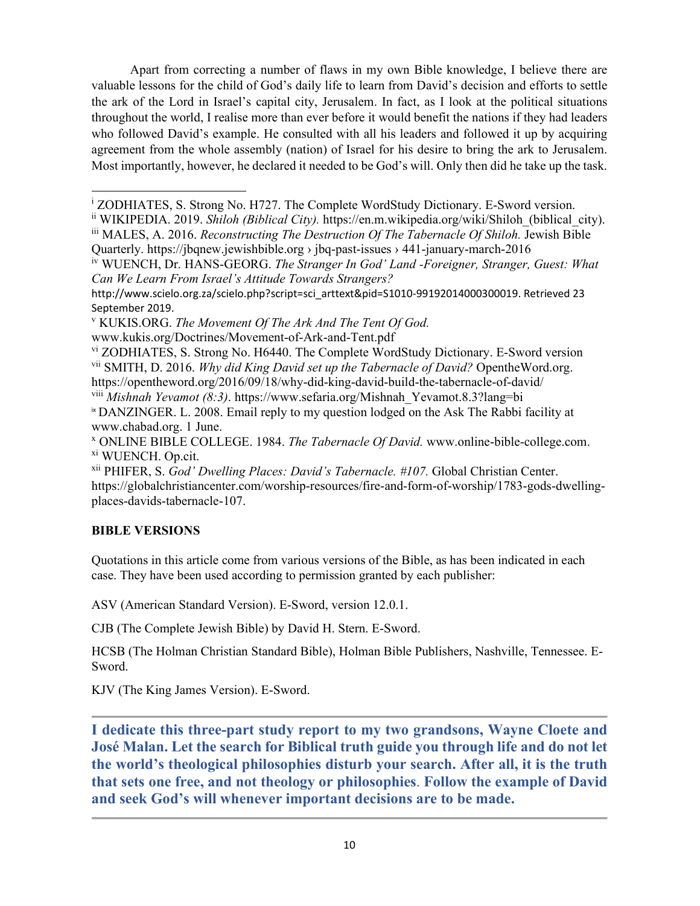Apart from correcting a number of flaws in my own Bible knowledge, I believe there are valuable lessons for the child of God's daily life to learn from David's decision and efforts to settle the ark of the Lord in Israel's capital city, Jerusalem. In fact, as I look at the political situations throughout the world, I realise more than ever before it would benefit the nations if they had leaders who followed David's example. He consulted with all his leaders and followed it up by acquiring agreement from the whole assembly (nation) of Israel for his desire to bring the ark to Jerusalem. Most importantly, however, he declared it needed to be God's will. Only then did he take up the task.

---

[i] ZODHIATES, S. Strong No. H727. The Complete WordStudy Dictionary. E-Sword version.

[ii] WIKIPEDIA. 2019. *Shiloh (Biblical City).* https://en.m.wikipedia.org/wiki/Shiloh_(biblical_city).

[iii] MALES, A. 2016. *Reconstructing The Destruction Of The Tabernacle Of Shiloh.* Jewish Bible Quarterly. https://jbqnew.jewishbible.org › jbq-past-issues › 441-january-march-2016

[iv] WUENCH, Dr. HANS-GEORG. *The Stranger In God' Land -Foreigner, Stranger, Guest: What Can We Learn From Israel's Attitude Towards Strangers?* http://www.scielo.org.za/scielo.php?script=sci_arttext&pid=S1010-99192014000300019. Retrieved 23 September 2019.

[v] KUKIS.ORG. *The Movement Of The Ark And The Tent Of God.* www.kukis.org/Doctrines/Movement-of-Ark-and-Tent.pdf

[vi] ZODHIATES, S. Strong No. H6440. The Complete WordStudy Dictionary. E-Sword version

[vii] SMITH, D. 2016. *Why did King David set up the Tabernacle of David?* OpentheWord.org. https://opentheword.org/2016/09/18/why-did-king-david-build-the-tabernacle-of-david/

[viii] *Mishnah Yevamot (8:3)*. https://www.sefaria.org/Mishnah_Yevamot.8.3?lang=bi

[ix] DANZINGER. L. 2008. Email reply to my question lodged on the Ask The Rabbi facility at www.chabad.org. 1 June.

[x] ONLINE BIBLE COLLEGE. 1984. *The Tabernacle Of David.* www.online-bible-college.com.

[xi] WUENCH. Op.cit.

[xii] PHIFER, S. *God' Dwelling Places: David's Tabernacle. #107.* Global Christian Center. https://globalchristiancenter.com/worship-resources/fire-and-form-of-worship/1783-gods-dwelling-places-davids-tabernacle-107.

## BIBLE VERSIONS

Quotations in this article come from various versions of the Bible, as has been indicated in each case. They have been used according to permission granted by each publisher:

ASV (American Standard Version). E-Sword, version 12.0.1.

CJB (The Complete Jewish Bible) by David H. Stern. E-Sword.

HCSB (The Holman Christian Standard Bible), Holman Bible Publishers, Nashville, Tennessee. E-Sword.

KJV (The King James Version). E-Sword.

---

**I dedicate this three-part study report to my two grandsons, Wayne Cloete and José Malan. Let the search for Biblical truth guide you through life and do not let the world's theological philosophies disturb your search. After all, it is the truth that sets one free, and not theology or philosophies. Follow the example of David and seek God's will whenever important decisions are to be made.**

---